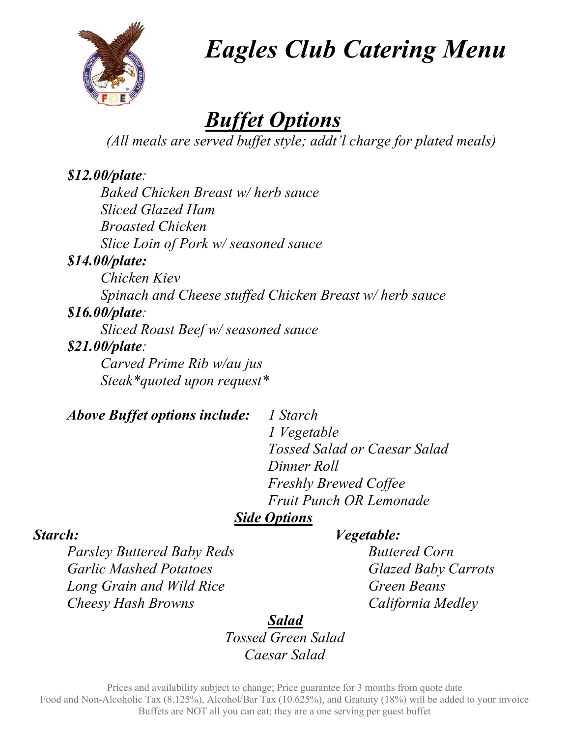# *Eagles Club Catering Menu*

## ***Buffet Options***

*(All meals are served buffet style; addt'l charge for plated meals)*

***$12.00/plate****:*

- *Baked Chicken Breast w/ herb sauce*
- *Sliced Glazed Ham*
- *Broasted Chicken*
- *Slice Loin of Pork w/ seasoned sauce*

***$14.00/plate:***

- *Chicken Kiev*
- *Spinach and Cheese stuffed Chicken Breast w/ herb sauce*

***$16.00/plate****:*

- *Sliced Roast Beef w/ seasoned sauce*

***$21.00/plate****:*

- *Carved Prime Rib w/au jus*
- *Steak*quoted upon request**

***Above Buffet options include:***

- *1 Starch*
- *1 Vegetable*
- *Tossed Salad or Caesar Salad*
- *Dinner Roll*
- *Freshly Brewed Coffee*
- *Fruit Punch OR Lemonade*

### ***Side Options***

***Starch:***

- *Parsley Buttered Baby Reds*
- *Garlic Mashed Potatoes*
- *Long Grain and Wild Rice*
- *Cheesy Hash Browns*

***Vegetable:***

- *Buttered Corn*
- *Glazed Baby Carrots*
- *Green Beans*
- *California Medley*

### ***Salad***

- *Tossed Green Salad*
- *Caesar Salad*

Prices and availability subject to change; Price guarantee for 3 months from quote date
Food and Non-Alcoholic Tax (8.125%), Alcohol/Bar Tax (10.625%), and Gratuity (18%) will be added to your invoice
Buffets are NOT all you can eat; they are a one serving per guest buffet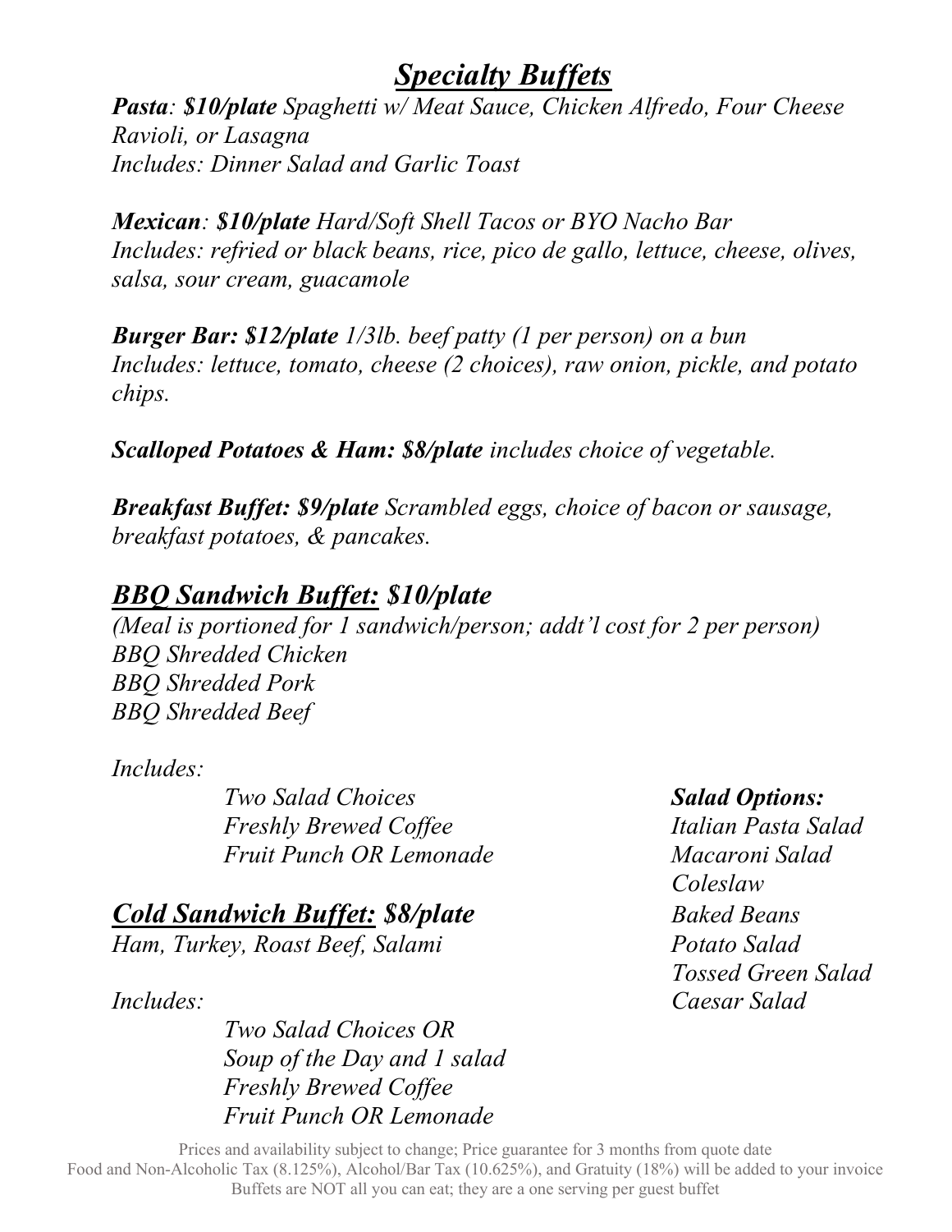# ***Specialty Buffets***

***Pasta**: **$10/plate** Spaghetti w/ Meat Sauce, Chicken Alfredo, Four Cheese Ravioli, or Lasagna*
*Includes: Dinner Salad and Garlic Toast*

***Mexican**: **$10/plate** Hard/Soft Shell Tacos or BYO Nacho Bar*
*Includes: refried or black beans, rice, pico de gallo, lettuce, cheese, olives, salsa, sour cream, guacamole*

***Burger Bar: $12/plate** 1/3lb. beef patty (1 per person) on a bun*
*Includes: lettuce, tomato, cheese (2 choices), raw onion, pickle, and potato chips.*

***Scalloped Potatoes & Ham: $8/plate** includes choice of vegetable.*

***Breakfast Buffet: $9/plate** Scrambled eggs, choice of bacon or sausage, breakfast potatoes, & pancakes.*

## ***BBQ Sandwich Buffet: $10/plate***

*(Meal is portioned for 1 sandwich/person; addt'l cost for 2 per person)*
*BBQ Shredded Chicken*
*BBQ Shredded Pork*
*BBQ Shredded Beef*

*Includes:*

- *Two Salad Choices*
- *Freshly Brewed Coffee*
- *Fruit Punch OR Lemonade*

## ***Cold Sandwich Buffet: $8/plate***

*Ham, Turkey, Roast Beef, Salami*

*Includes:*

- *Two Salad Choices OR*
- *Soup of the Day and 1 salad*
- *Freshly Brewed Coffee*
- *Fruit Punch OR Lemonade*

***Salad Options:***

- *Italian Pasta Salad*
- *Macaroni Salad*
- *Coleslaw*
- *Baked Beans*
- *Potato Salad*
- *Tossed Green Salad*
- *Caesar Salad*

Prices and availability subject to change; Price guarantee for 3 months from quote date
Food and Non-Alcoholic Tax (8.125%), Alcohol/Bar Tax (10.625%), and Gratuity (18%) will be added to your invoice
Buffets are NOT all you can eat; they are a one serving per guest buffet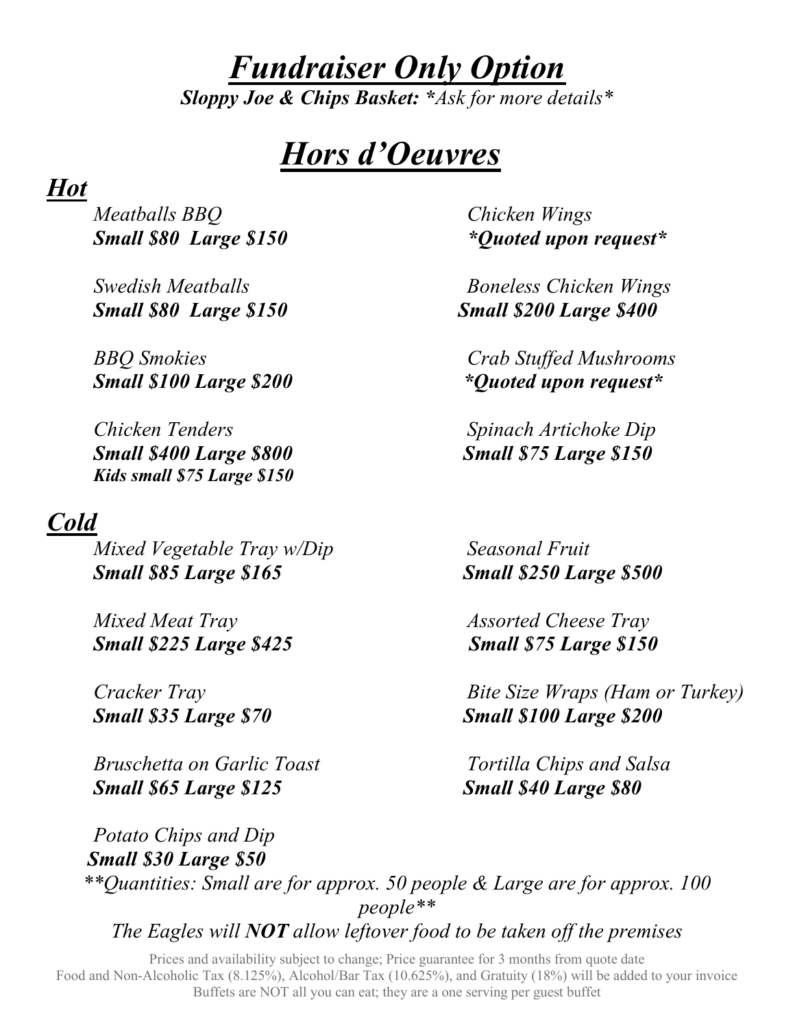# ***Fundraiser Only Option***

***Sloppy Joe & Chips Basket:*** ****Ask for more details****

# ***Hors d'Oeuvres***

## ***Hot***

*Meatballs BBQ*
***Small $80 Large $150***

*Swedish Meatballs*
***Small $80 Large $150***

*BBQ Smokies*
***Small $100 Large $200***

*Chicken Tenders*
***Small $400 Large $800***
***Kids small $75 Large $150***

*Chicken Wings*
****Quoted upon request****

*Boneless Chicken Wings*
***Small $200 Large $400***

*Crab Stuffed Mushrooms*
****Quoted upon request****

*Spinach Artichoke Dip*
***Small $75 Large $150***

## ***Cold***

*Mixed Vegetable Tray w/Dip*
***Small $85 Large $165***

*Mixed Meat Tray*
***Small $225 Large $425***

*Cracker Tray*
***Small $35 Large $70***

*Bruschetta on Garlic Toast*
***Small $65 Large $125***

*Potato Chips and Dip*
***Small $30 Large $50***

*Seasonal Fruit*
***Small $250 Large $500***

*Assorted Cheese Tray*
***Small $75 Large $150***

*Bite Size Wraps (Ham or Turkey)*
***Small $100 Large $200***

*Tortilla Chips and Salsa*
***Small $40 Large $80***

*\*\*Quantities: Small are for approx. 50 people & Large are for approx. 100 people\*\**

*The Eagles will **NOT** allow leftover food to be taken off the premises*

Prices and availability subject to change; Price guarantee for 3 months from quote date
Food and Non-Alcoholic Tax (8.125%), Alcohol/Bar Tax (10.625%), and Gratuity (18%) will be added to your invoice
Buffets are NOT all you can eat; they are a one serving per guest buffet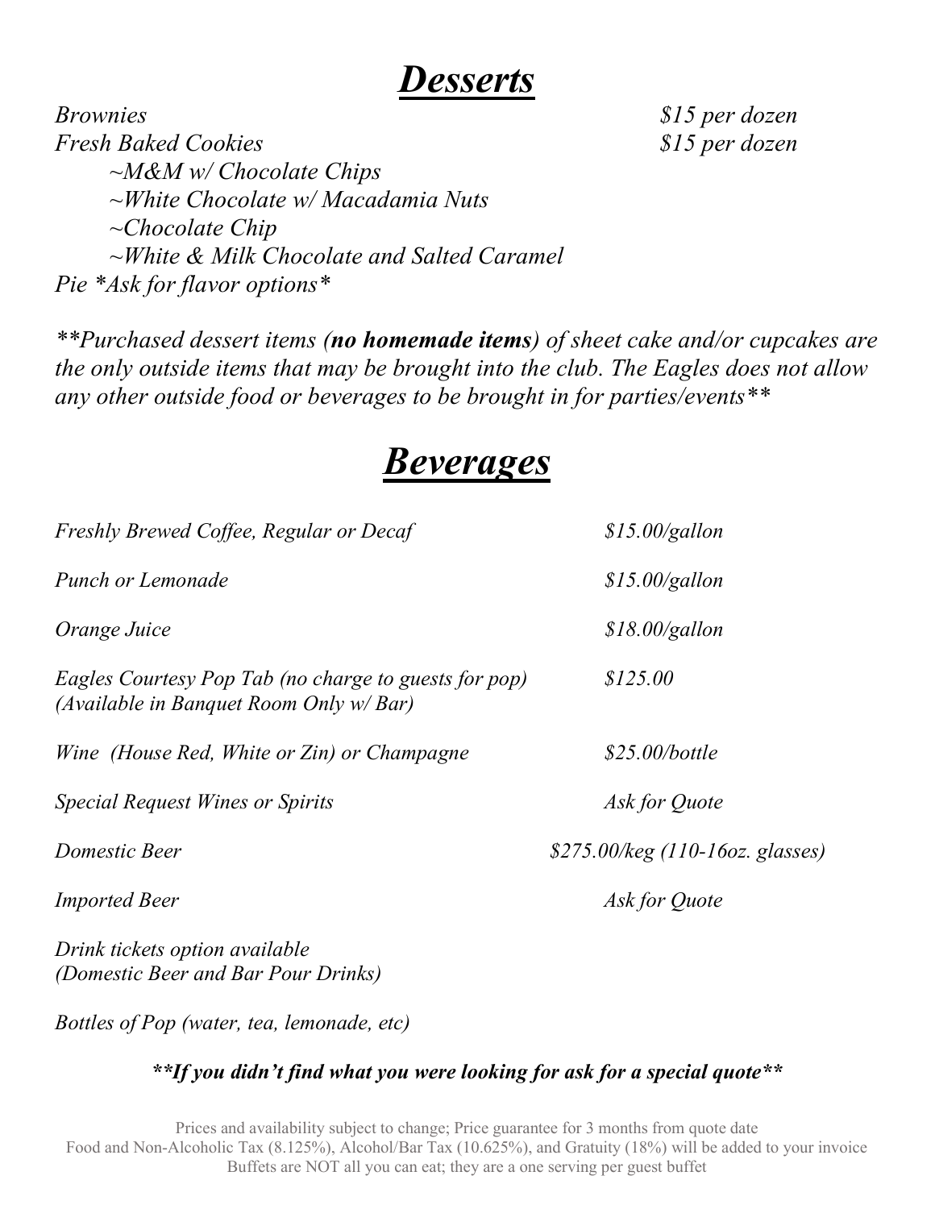# ***Desserts***

| | |
|---|---|
| *Brownies* | *$15 per dozen* |
| *Fresh Baked Cookies* | *$15 per dozen* |
| *~M&M w/ Chocolate Chips* | |
| *~White Chocolate w/ Macadamia Nuts* | |
| *~Chocolate Chip* | |
| *~White & Milk Chocolate and Salted Caramel* | |
| *Pie \*Ask for flavor options\** | |

*\*\*Purchased dessert items (**no homemade items**) of sheet cake and/or cupcakes are the only outside items that may be brought into the club. The Eagles does not allow any other outside food or beverages to be brought in for parties/events\*\**

# ***Beverages***

| | |
|---|---|
| *Freshly Brewed Coffee, Regular or Decaf* | *$15.00/gallon* |
| *Punch or Lemonade* | *$15.00/gallon* |
| *Orange Juice* | *$18.00/gallon* |
| *Eagles Courtesy Pop Tab (no charge to guests for pop) (Available in Banquet Room Only w/ Bar)* | *$125.00* |
| *Wine (House Red, White or Zin) or Champagne* | *$25.00/bottle* |
| *Special Request Wines or Spirits* | *Ask for Quote* |
| *Domestic Beer* | *$275.00/keg (110-16oz. glasses)* |
| *Imported Beer* | *Ask for Quote* |

*Drink tickets option available*
*(Domestic Beer and Bar Pour Drinks)*

*Bottles of Pop (water, tea, lemonade, etc)*

***\*\*If you didn't find what you were looking for ask for a special quote\*\****

Prices and availability subject to change; Price guarantee for 3 months from quote date
Food and Non-Alcoholic Tax (8.125%), Alcohol/Bar Tax (10.625%), and Gratuity (18%) will be added to your invoice
Buffets are NOT all you can eat; they are a one serving per guest buffet